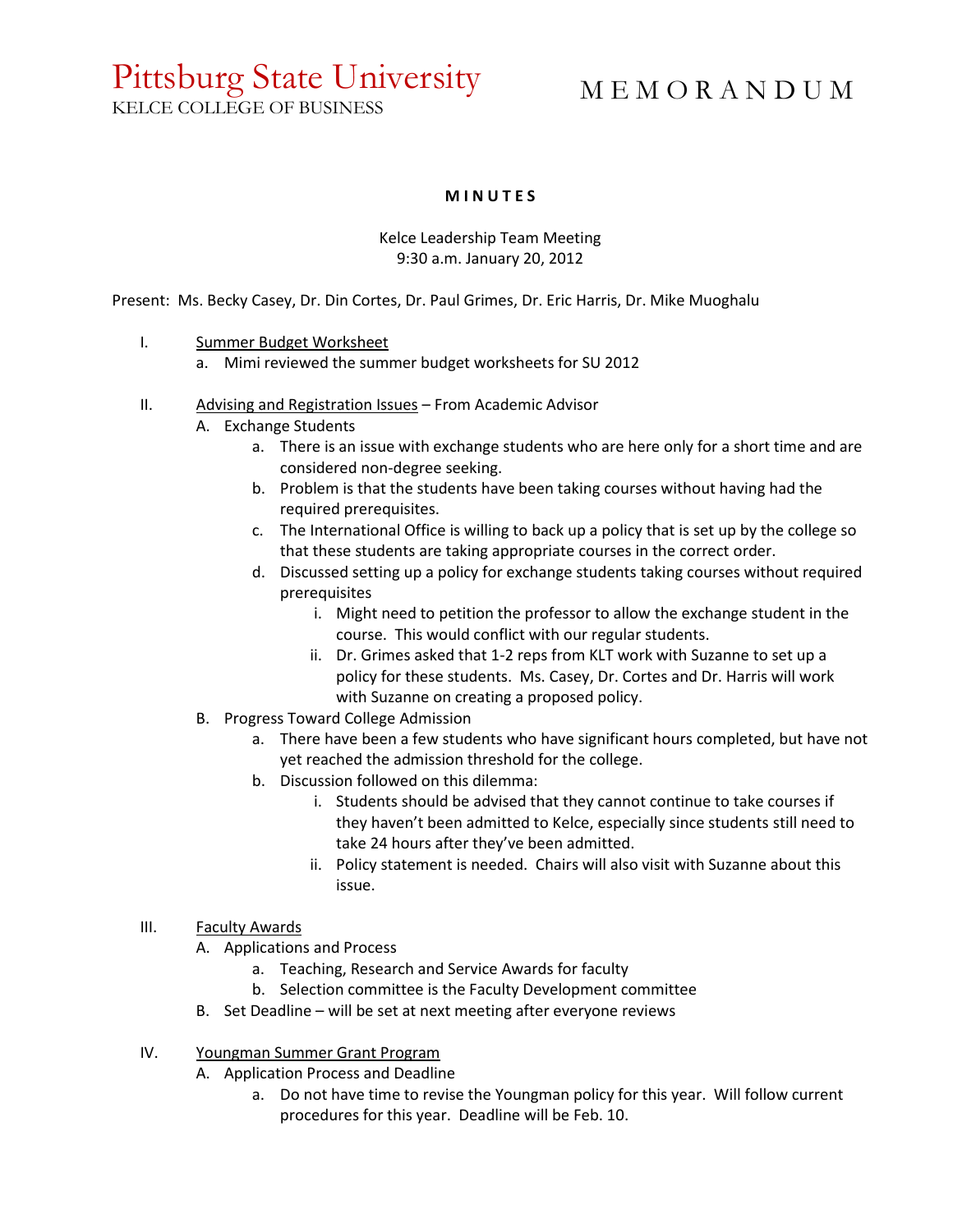# Pittsburg State University
KELCE COLLEGE OF BUSINESS

# M E M O R A N D U M

**M I N U T E S**

Kelce Leadership Team Meeting
9:30 a.m. January 20, 2012

Present: Ms. Becky Casey, Dr. Din Cortes, Dr. Paul Grimes, Dr. Eric Harris, Dr. Mike Muoghalu

I. Summer Budget Worksheet
   a. Mimi reviewed the summer budget worksheets for SU 2012

II. Advising and Registration Issues – From Academic Advisor
   A. Exchange Students
      a. There is an issue with exchange students who are here only for a short time and are considered non-degree seeking.
      b. Problem is that the students have been taking courses without having had the required prerequisites.
      c. The International Office is willing to back up a policy that is set up by the college so that these students are taking appropriate courses in the correct order.
      d. Discussed setting up a policy for exchange students taking courses without required prerequisites
         i. Might need to petition the professor to allow the exchange student in the course. This would conflict with our regular students.
         ii. Dr. Grimes asked that 1-2 reps from KLT work with Suzanne to set up a policy for these students. Ms. Casey, Dr. Cortes and Dr. Harris will work with Suzanne on creating a proposed policy.
   B. Progress Toward College Admission
      a. There have been a few students who have significant hours completed, but have not yet reached the admission threshold for the college.
      b. Discussion followed on this dilemma:
         i. Students should be advised that they cannot continue to take courses if they haven't been admitted to Kelce, especially since students still need to take 24 hours after they've been admitted.
         ii. Policy statement is needed. Chairs will also visit with Suzanne about this issue.

III. Faculty Awards
   A. Applications and Process
      a. Teaching, Research and Service Awards for faculty
      b. Selection committee is the Faculty Development committee
   B. Set Deadline – will be set at next meeting after everyone reviews

IV. Youngman Summer Grant Program
   A. Application Process and Deadline
      a. Do not have time to revise the Youngman policy for this year. Will follow current procedures for this year. Deadline will be Feb. 10.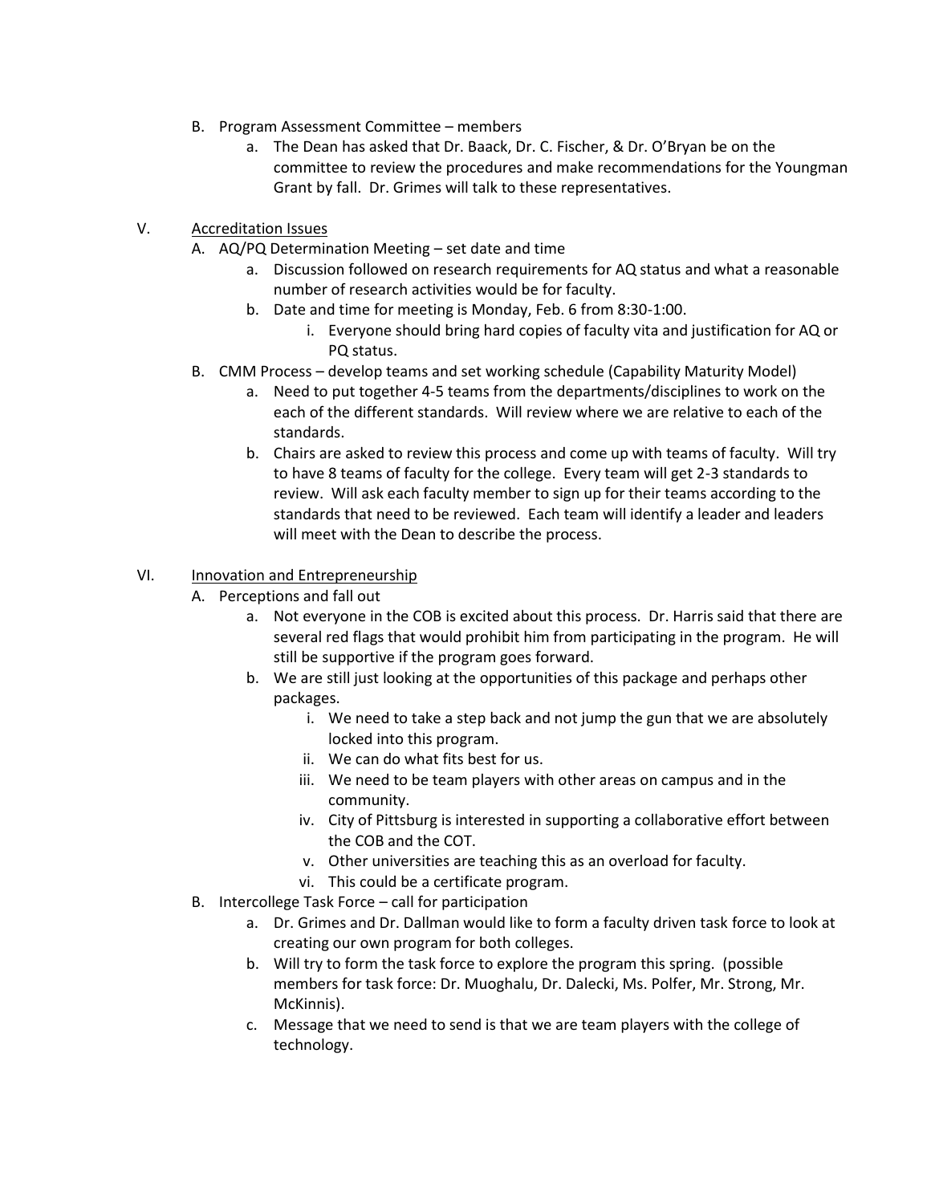B. Program Assessment Committee – members
   a. The Dean has asked that Dr. Baack, Dr. C. Fischer, & Dr. O'Bryan be on the committee to review the procedures and make recommendations for the Youngman Grant by fall. Dr. Grimes will talk to these representatives.

V. <u>Accreditation Issues</u>
   A. AQ/PQ Determination Meeting – set date and time
      a. Discussion followed on research requirements for AQ status and what a reasonable number of research activities would be for faculty.
      b. Date and time for meeting is Monday, Feb. 6 from 8:30-1:00.
         i. Everyone should bring hard copies of faculty vita and justification for AQ or PQ status.
   B. CMM Process – develop teams and set working schedule (Capability Maturity Model)
      a. Need to put together 4-5 teams from the departments/disciplines to work on the each of the different standards. Will review where we are relative to each of the standards.
      b. Chairs are asked to review this process and come up with teams of faculty. Will try to have 8 teams of faculty for the college. Every team will get 2-3 standards to review. Will ask each faculty member to sign up for their teams according to the standards that need to be reviewed. Each team will identify a leader and leaders will meet with the Dean to describe the process.

VI. <u>Innovation and Entrepreneurship</u>
   A. Perceptions and fall out
      a. Not everyone in the COB is excited about this process. Dr. Harris said that there are several red flags that would prohibit him from participating in the program. He will still be supportive if the program goes forward.
      b. We are still just looking at the opportunities of this package and perhaps other packages.
         i. We need to take a step back and not jump the gun that we are absolutely locked into this program.
         ii. We can do what fits best for us.
         iii. We need to be team players with other areas on campus and in the community.
         iv. City of Pittsburg is interested in supporting a collaborative effort between the COB and the COT.
         v. Other universities are teaching this as an overload for faculty.
         vi. This could be a certificate program.
   B. Intercollege Task Force – call for participation
      a. Dr. Grimes and Dr. Dallman would like to form a faculty driven task force to look at creating our own program for both colleges.
      b. Will try to form the task force to explore the program this spring. (possible members for task force: Dr. Muoghalu, Dr. Dalecki, Ms. Polfer, Mr. Strong, Mr. McKinnis).
      c. Message that we need to send is that we are team players with the college of technology.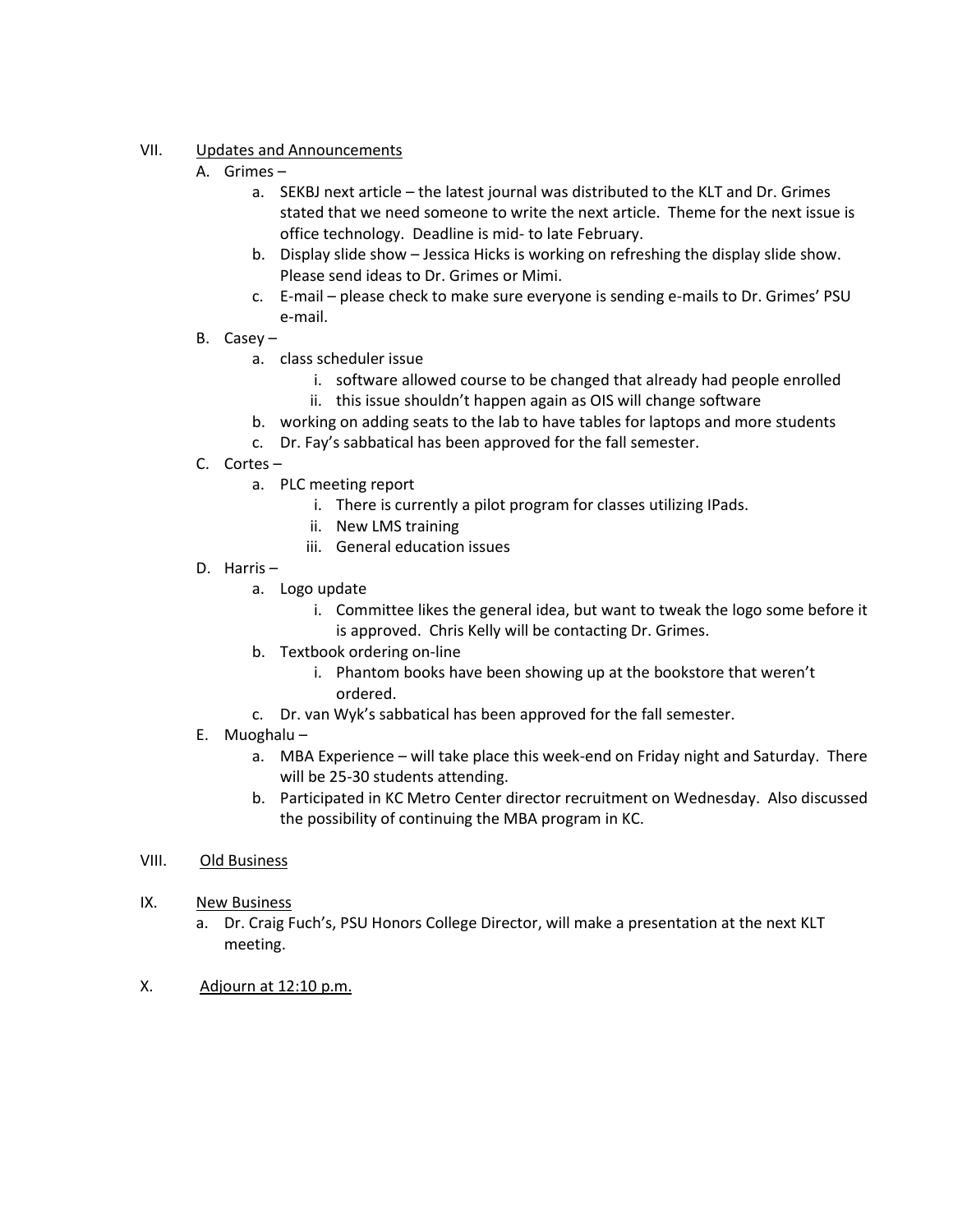VII. Updates and Announcements

A. Grimes –

   a. SEKBJ next article – the latest journal was distributed to the KLT and Dr. Grimes stated that we need someone to write the next article. Theme for the next issue is office technology. Deadline is mid- to late February.

   b. Display slide show – Jessica Hicks is working on refreshing the display slide show. Please send ideas to Dr. Grimes or Mimi.

   c. E-mail – please check to make sure everyone is sending e-mails to Dr. Grimes' PSU e-mail.

B. Casey –

   a. class scheduler issue

      i. software allowed course to be changed that already had people enrolled

      ii. this issue shouldn't happen again as OIS will change software

   b. working on adding seats to the lab to have tables for laptops and more students

   c. Dr. Fay's sabbatical has been approved for the fall semester.

C. Cortes –

   a. PLC meeting report

      i. There is currently a pilot program for classes utilizing IPads.

      ii. New LMS training

      iii. General education issues

D. Harris –

   a. Logo update

      i. Committee likes the general idea, but want to tweak the logo some before it is approved. Chris Kelly will be contacting Dr. Grimes.

   b. Textbook ordering on-line

      i. Phantom books have been showing up at the bookstore that weren't ordered.

   c. Dr. van Wyk's sabbatical has been approved for the fall semester.

E. Muoghalu –

   a. MBA Experience – will take place this week-end on Friday night and Saturday. There will be 25-30 students attending.

   b. Participated in KC Metro Center director recruitment on Wednesday. Also discussed the possibility of continuing the MBA program in KC.

VIII. Old Business

IX. New Business

   a. Dr. Craig Fuch's, PSU Honors College Director, will make a presentation at the next KLT meeting.

X. Adjourn at 12:10 p.m.